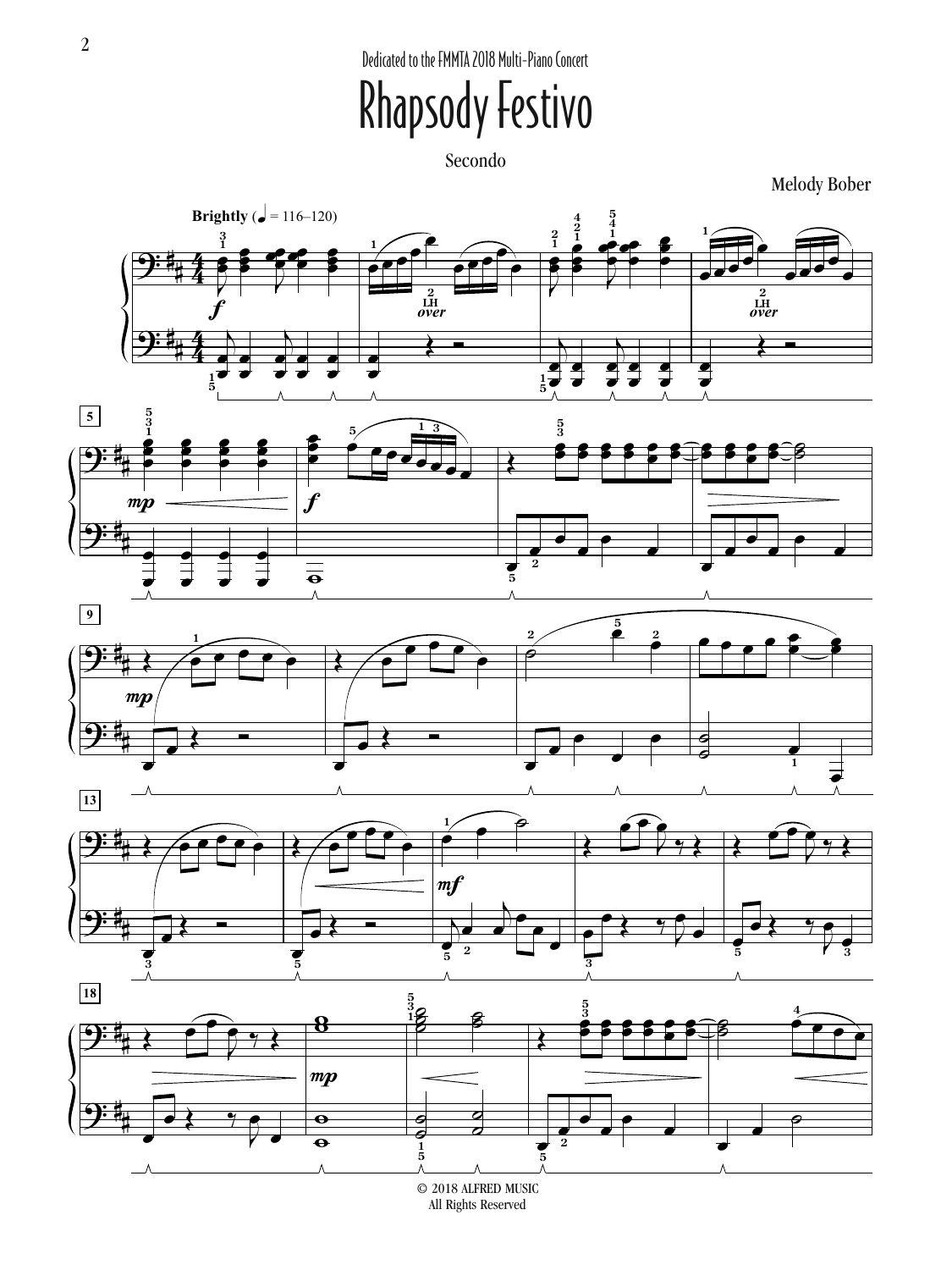Dedicated to the FMMTA 2018 Multi-Piano Concert

# Rhapsody Festivo

Secondo

Melody Bober

© 2018 ALFRED MUSIC
All Rights Reserved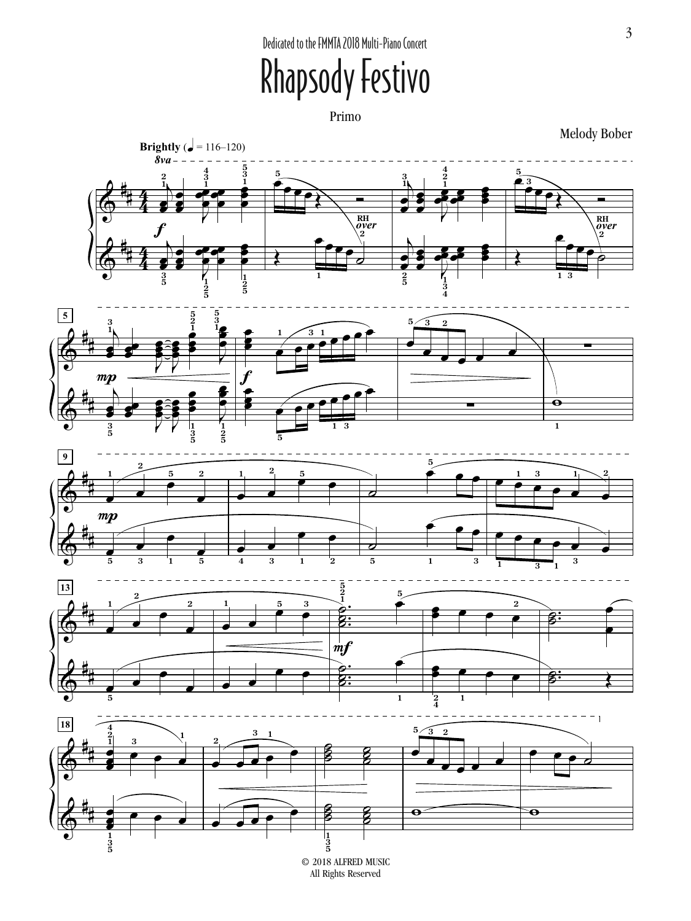Dedicated to the FMMTA 2018 Multi-Piano Concert

# Rhapsody Festivo

Primo

Melody Bober

**Brightly** (♩ = 116–120)

© 2018 ALFRED MUSIC
All Rights Reserved